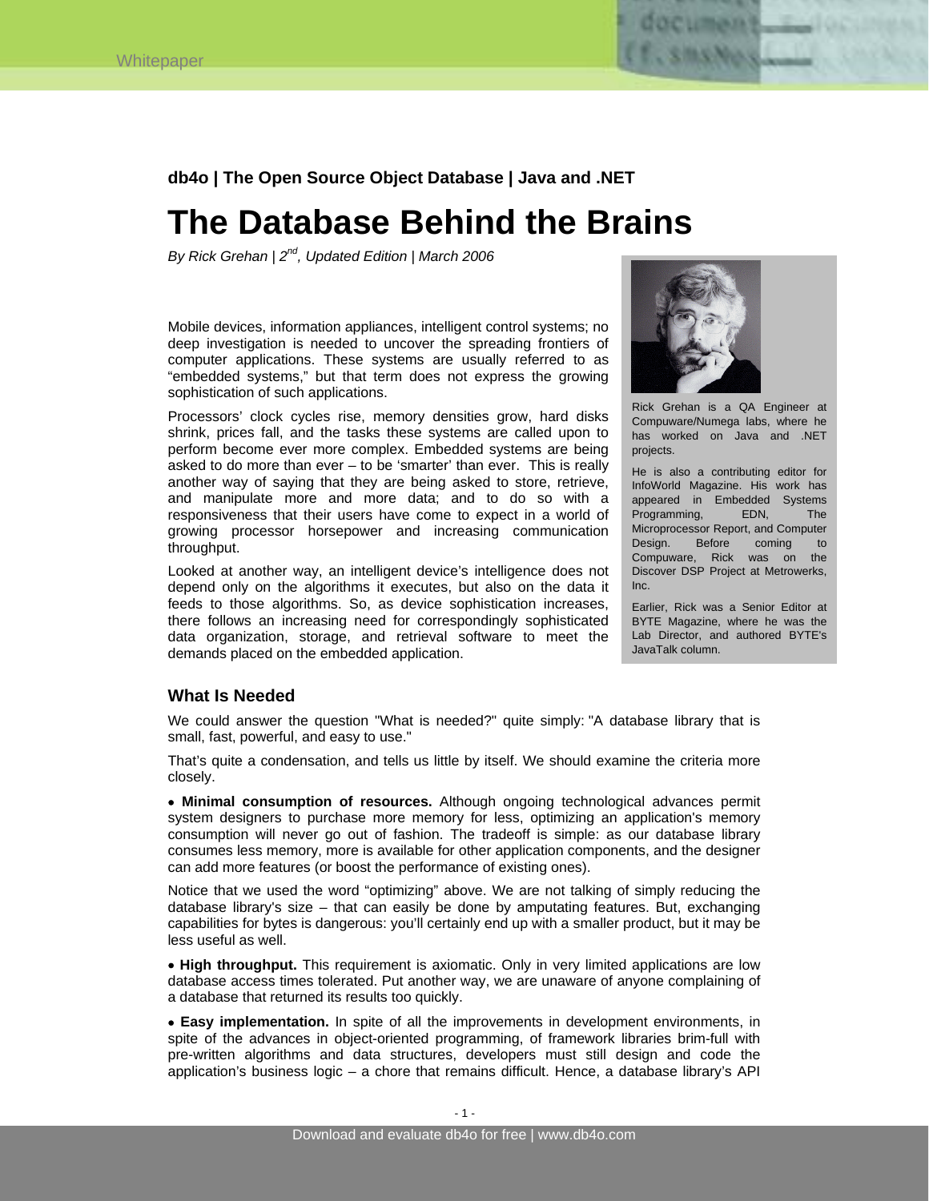**db4o | The Open Source Object Database | Java and .NET**

# The Database Behind the Brains

*By Rick Grehan | 2nd, Updated Edition | March 2006*

Mobile devices, information appliances, intelligent control systems; no deep investigation is needed to uncover the spreading frontiers of computer applications. These systems are usually referred to as "embedded systems," but that term does not express the growing sophistication of such applications.

Processors' clock cycles rise, memory densities grow, hard disks shrink, prices fall, and the tasks these systems are called upon to perform become ever more complex. Embedded systems are being asked to do more than ever – to be 'smarter' than ever. This is really another way of saying that they are being asked to store, retrieve, and manipulate more and more data; and to do so with a responsiveness that their users have come to expect in a world of growing processor horsepower and increasing communication throughput.

Looked at another way, an intelligent device's intelligence does not depend only on the algorithms it executes, but also on the data it feeds to those algorithms. So, as device sophistication increases, there follows an increasing need for correspondingly sophisticated data organization, storage, and retrieval software to meet the demands placed on the embedded application.

Rick Grehan is a QA Engineer at Compuware/Numega labs, where he has worked on Java and .NET projects.

He is also a contributing editor for InfoWorld Magazine. His work has appeared in Embedded Systems Programming, EDN, The Microprocessor Report, and Computer Design. Before coming to Compuware, Rick was on the Discover DSP Project at Metrowerks, Inc.

Earlier, Rick was a Senior Editor at BYTE Magazine, where he was the Lab Director, and authored BYTE's JavaTalk column.

## What Is Needed

We could answer the question "What is needed?" quite simply: "A database library that is small, fast, powerful, and easy to use."

That's quite a condensation, and tells us little by itself. We should examine the criteria more closely.

- **Minimal consumption of resources.** Although ongoing technological advances permit system designers to purchase more memory for less, optimizing an application's memory consumption will never go out of fashion. The tradeoff is simple: as our database library consumes less memory, more is available for other application components, and the designer can add more features (or boost the performance of existing ones).

Notice that we used the word "optimizing" above. We are not talking of simply reducing the database library's size – that can easily be done by amputating features. But, exchanging capabilities for bytes is dangerous: you'll certainly end up with a smaller product, but it may be less useful as well.

- **High throughput.** This requirement is axiomatic. Only in very limited applications are low database access times tolerated. Put another way, we are unaware of anyone complaining of a database that returned its results too quickly.

- **Easy implementation.** In spite of all the improvements in development environments, in spite of the advances in object-oriented programming, of framework libraries brim-full with pre-written algorithms and data structures, developers must still design and code the application's business logic – a chore that remains difficult. Hence, a database library's API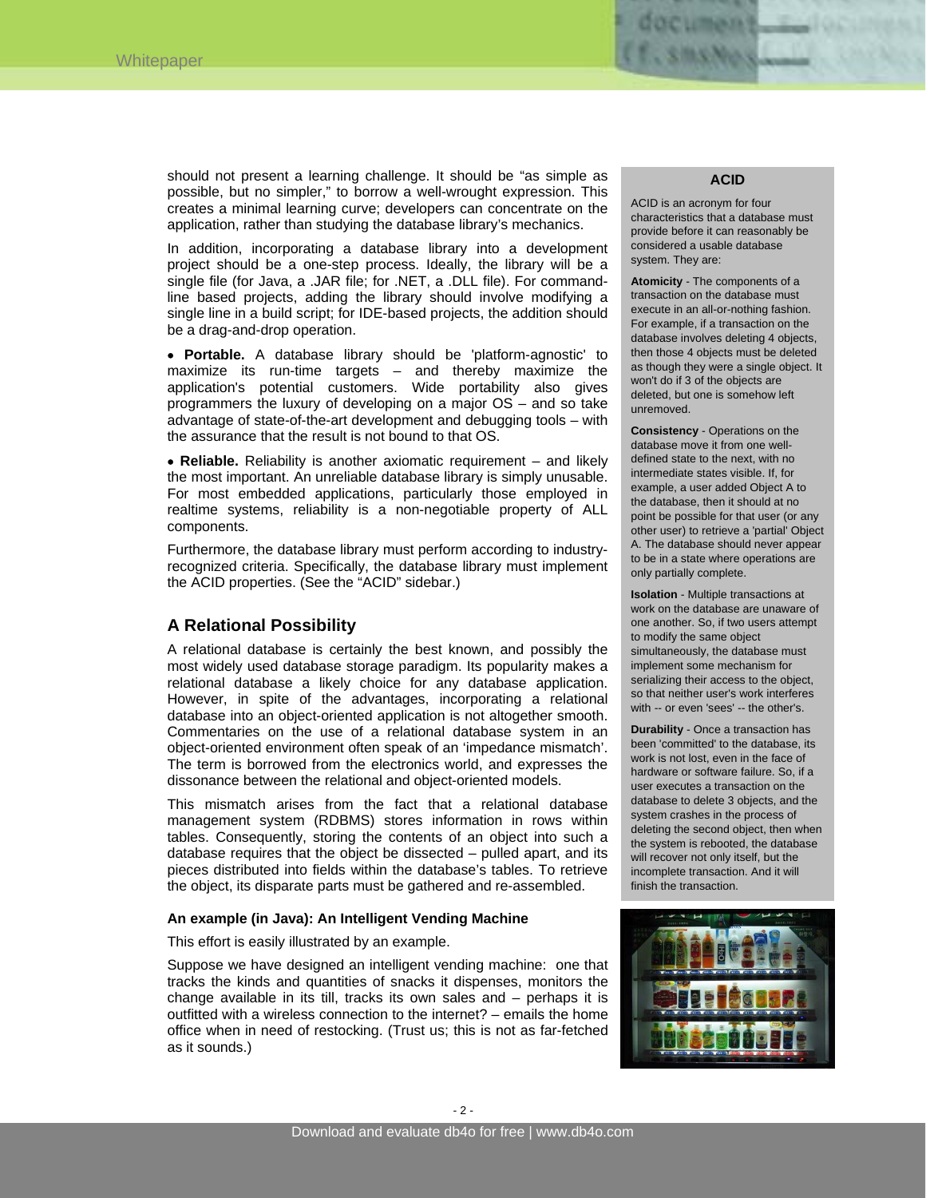should not present a learning challenge. It should be "as simple as possible, but no simpler," to borrow a well-wrought expression. This creates a minimal learning curve; developers can concentrate on the application, rather than studying the database library's mechanics.

In addition, incorporating a database library into a development project should be a one-step process. Ideally, the library will be a single file (for Java, a .JAR file; for .NET, a .DLL file). For command-line based projects, adding the library should involve modifying a single line in a build script; for IDE-based projects, the addition should be a drag-and-drop operation.

- **Portable.** A database library should be 'platform-agnostic' to maximize its run-time targets – and thereby maximize the application's potential customers. Wide portability also gives programmers the luxury of developing on a major OS – and so take advantage of state-of-the-art development and debugging tools – with the assurance that the result is not bound to that OS.

- **Reliable.** Reliability is another axiomatic requirement – and likely the most important. An unreliable database library is simply unusable. For most embedded applications, particularly those employed in realtime systems, reliability is a non-negotiable property of ALL components.

Furthermore, the database library must perform according to industry-recognized criteria. Specifically, the database library must implement the ACID properties. (See the "ACID" sidebar.)

## A Relational Possibility

A relational database is certainly the best known, and possibly the most widely used database storage paradigm. Its popularity makes a relational database a likely choice for any database application. However, in spite of the advantages, incorporating a relational database into an object-oriented application is not altogether smooth. Commentaries on the use of a relational database system in an object-oriented environment often speak of an 'impedance mismatch'. The term is borrowed from the electronics world, and expresses the dissonance between the relational and object-oriented models.

This mismatch arises from the fact that a relational database management system (RDBMS) stores information in rows within tables. Consequently, storing the contents of an object into such a database requires that the object be dissected – pulled apart, and its pieces distributed into fields within the database's tables. To retrieve the object, its disparate parts must be gathered and re-assembled.

### An example (in Java): An Intelligent Vending Machine

This effort is easily illustrated by an example.

Suppose we have designed an intelligent vending machine: one that tracks the kinds and quantities of snacks it dispenses, monitors the change available in its till, tracks its own sales and – perhaps it is outfitted with a wireless connection to the internet? – emails the home office when in need of restocking. (Trust us; this is not as far-fetched as it sounds.)

### ACID

ACID is an acronym for four characteristics that a database must provide before it can reasonably be considered a usable database system. They are:

**Atomicity** - The components of a transaction on the database must execute in an all-or-nothing fashion. For example, if a transaction on the database involves deleting 4 objects, then those 4 objects must be deleted as though they were a single object. It won't do if 3 of the objects are deleted, but one is somehow left unremoved.

**Consistency** - Operations on the database move it from one well-defined state to the next, with no intermediate states visible. If, for example, a user added Object A to the database, then it should at no point be possible for that user (or any other user) to retrieve a 'partial' Object A. The database should never appear to be in a state where operations are only partially complete.

**Isolation** - Multiple transactions at work on the database are unaware of one another. So, if two users attempt to modify the same object simultaneously, the database must implement some mechanism for serializing their access to the object, so that neither user's work interferes with -- or even 'sees' -- the other's.

**Durability** - Once a transaction has been 'committed' to the database, its work is not lost, even in the face of hardware or software failure. So, if a user executes a transaction on the database to delete 3 objects, and the system crashes in the process of deleting the second object, then when the system is rebooted, the database will recover not only itself, but the incomplete transaction. And it will finish the transaction.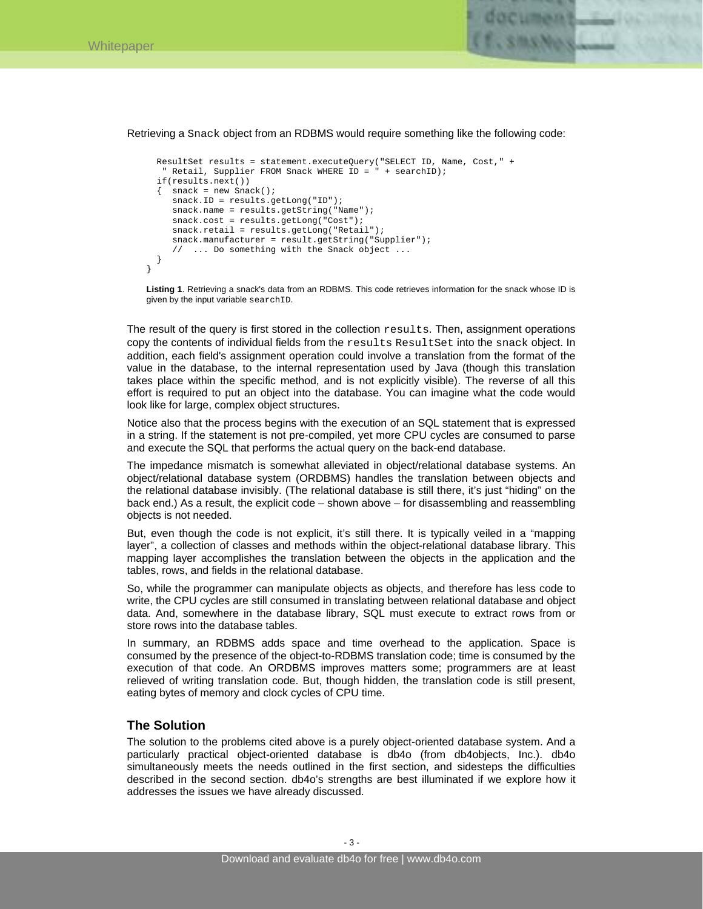Retrieving a Snack object from an RDBMS would require something like the following code:

```
    ResultSet results = statement.executeQuery("SELECT ID, Name, Cost," +
     " Retail, Supplier FROM Snack WHERE ID = " + searchID);
    if(results.next())
    {  snack = new Snack();
       snack.ID = results.getLong("ID");
       snack.name = results.getString("Name");
       snack.cost = results.getLong("Cost");
       snack.retail = results.getLong("Retail");
       snack.manufacturer = result.getString("Supplier");
       //  ... Do something with the Snack object ...
    }
}
```

**Listing 1**. Retrieving a snack's data from an RDBMS. This code retrieves information for the snack whose ID is given by the input variable searchID.

The result of the query is first stored in the collection results. Then, assignment operations copy the contents of individual fields from the results ResultSet into the snack object. In addition, each field's assignment operation could involve a translation from the format of the value in the database, to the internal representation used by Java (though this translation takes place within the specific method, and is not explicitly visible). The reverse of all this effort is required to put an object into the database. You can imagine what the code would look like for large, complex object structures.

Notice also that the process begins with the execution of an SQL statement that is expressed in a string. If the statement is not pre-compiled, yet more CPU cycles are consumed to parse and execute the SQL that performs the actual query on the back-end database.

The impedance mismatch is somewhat alleviated in object/relational database systems. An object/relational database system (ORDBMS) handles the translation between objects and the relational database invisibly. (The relational database is still there, it's just "hiding" on the back end.) As a result, the explicit code – shown above – for disassembling and reassembling objects is not needed.

But, even though the code is not explicit, it's still there. It is typically veiled in a "mapping layer", a collection of classes and methods within the object-relational database library. This mapping layer accomplishes the translation between the objects in the application and the tables, rows, and fields in the relational database.

So, while the programmer can manipulate objects as objects, and therefore has less code to write, the CPU cycles are still consumed in translating between relational database and object data. And, somewhere in the database library, SQL must execute to extract rows from or store rows into the database tables.

In summary, an RDBMS adds space and time overhead to the application. Space is consumed by the presence of the object-to-RDBMS translation code; time is consumed by the execution of that code. An ORDBMS improves matters some; programmers are at least relieved of writing translation code. But, though hidden, the translation code is still present, eating bytes of memory and clock cycles of CPU time.

## The Solution

The solution to the problems cited above is a purely object-oriented database system. And a particularly practical object-oriented database is db4o (from db4objects, Inc.). db4o simultaneously meets the needs outlined in the first section, and sidesteps the difficulties described in the second section. db4o's strengths are best illuminated if we explore how it addresses the issues we have already discussed.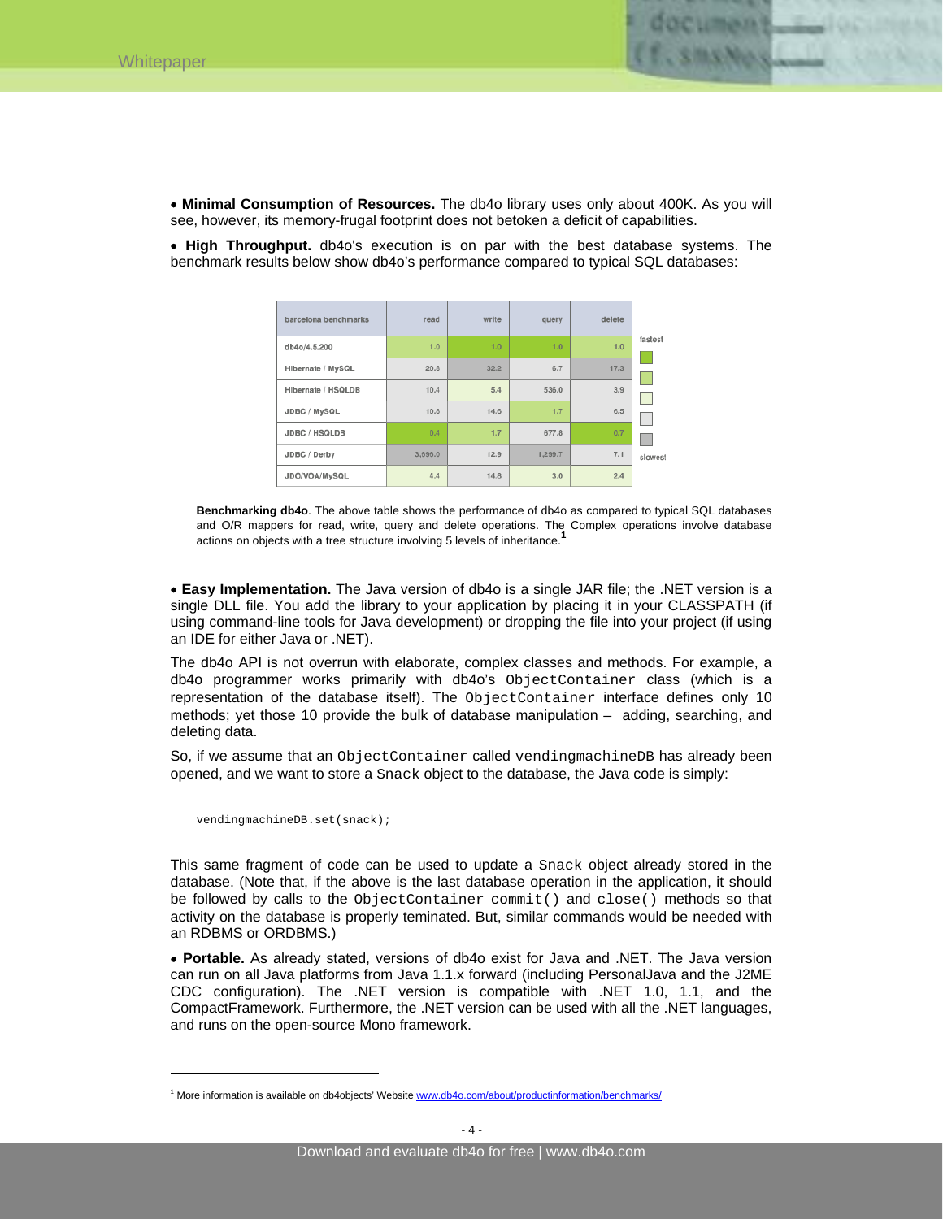• **Minimal Consumption of Resources.** The db4o library uses only about 400K. As you will see, however, its memory-frugal footprint does not betoken a deficit of capabilities.

• **High Throughput.** db4o's execution is on par with the best database systems. The benchmark results below show db4o's performance compared to typical SQL databases:

| barcelona benchmarks | read | write | query | delete |
|---|---|---|---|---|
| db4o/4.5.200 | 1.0 | 1.0 | 1.0 | 1.0 |
| Hibernate / MySQL | 20.8 | 32.2 | 6.7 | 17.3 |
| Hibernate / HSQLDB | 10.4 | 5.4 | 536.0 | 3.9 |
| JDBC / MySQL | 10.6 | 14.6 | 1.7 | 6.5 |
| JDBC / HSQLDB | 0.4 | 1.7 | 677.8 | 0.7 |
| JDBC / Derby | 3,695.0 | 12.9 | 1,299.7 | 7.1 |
| JDO/VOA/MySQL | 4.4 | 14.8 | 3.0 | 2.4 |

fastest … slowest

**Benchmarking db4o**. The above table shows the performance of db4o as compared to typical SQL databases and O/R mappers for read, write, query and delete operations. The Complex operations involve database actions on objects with a tree structure involving 5 levels of inheritance.[1]

• **Easy Implementation.** The Java version of db4o is a single JAR file; the .NET version is a single DLL file. You add the library to your application by placing it in your CLASSPATH (if using command-line tools for Java development) or dropping the file into your project (if using an IDE for either Java or .NET).

The db4o API is not overrun with elaborate, complex classes and methods. For example, a db4o programmer works primarily with db4o's `ObjectContainer` class (which is a representation of the database itself). The `ObjectContainer` interface defines only 10 methods; yet those 10 provide the bulk of database manipulation – adding, searching, and deleting data.

So, if we assume that an `ObjectContainer` called `vendingmachineDB` has already been opened, and we want to store a `Snack` object to the database, the Java code is simply:

```
vendingmachineDB.set(snack);
```

This same fragment of code can be used to update a `Snack` object already stored in the database. (Note that, if the above is the last database operation in the application, it should be followed by calls to the `ObjectContainer commit()` and `close()` methods so that activity on the database is properly teminated. But, similar commands would be needed with an RDBMS or ORDBMS.)

• **Portable.** As already stated, versions of db4o exist for Java and .NET. The Java version can run on all Java platforms from Java 1.1.x forward (including PersonalJava and the J2ME CDC configuration). The .NET version is compatible with .NET 1.0, 1.1, and the CompactFramework. Furthermore, the .NET version can be used with all the .NET languages, and runs on the open-source Mono framework.

[1] More information is available on db4objects' Website www.db4o.com/about/productinformation/benchmarks/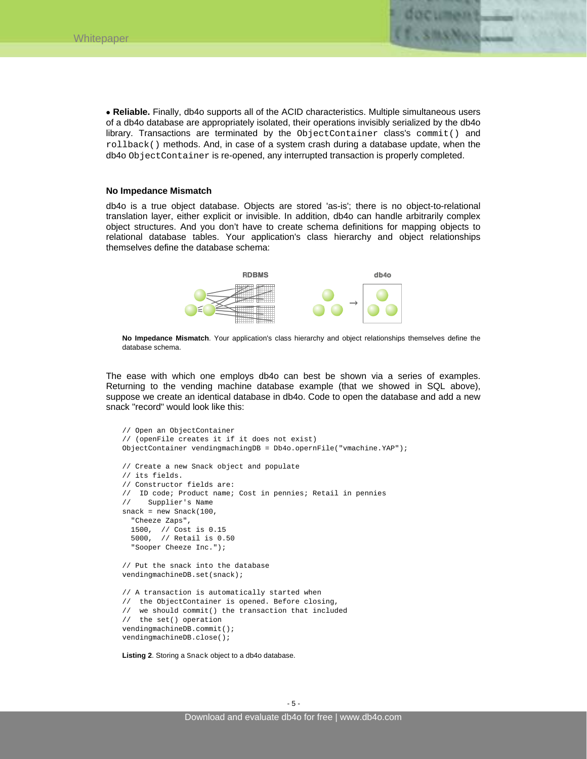• **Reliable.** Finally, db4o supports all of the ACID characteristics. Multiple simultaneous users of a db4o database are appropriately isolated, their operations invisibly serialized by the db4o library. Transactions are terminated by the `ObjectContainer` class's `commit()` and `rollback()` methods. And, in case of a system crash during a database update, when the db4o `ObjectContainer` is re-opened, any interrupted transaction is properly completed.

### No Impedance Mismatch

db4o is a true object database. Objects are stored 'as-is'; there is no object-to-relational translation layer, either explicit or invisible. In addition, db4o can handle arbitrarily complex object structures. And you don't have to create schema definitions for mapping objects to relational database tables. Your application's class hierarchy and object relationships themselves define the database schema:

**No Impedance Mismatch**. Your application's class hierarchy and object relationships themselves define the database schema.

The ease with which one employs db4o can best be shown via a series of examples. Returning to the vending machine database example (that we showed in SQL above), suppose we create an identical database in db4o. Code to open the database and add a new snack "record" would look like this:

```
// Open an ObjectContainer
// (openFile creates it if it does not exist)
ObjectContainer vendingmachingDB = Db4o.opernFile("vmachine.YAP");

// Create a new Snack object and populate
// its fields.
// Constructor fields are:
//  ID code; Product name; Cost in pennies; Retail in pennies
//    Supplier's Name
snack = new Snack(100,
  "Cheeze Zaps",
  1500,  // Cost is 0.15
  5000,  // Retail is 0.50
  "Sooper Cheeze Inc.");

// Put the snack into the database
vendingmachineDB.set(snack);

// A transaction is automatically started when
//  the ObjectContainer is opened. Before closing,
//  we should commit() the transaction that included
//  the set() operation
vendingmachineDB.commit();
vendingmachineDB.close();
```

**Listing 2**. Storing a `Snack` object to a db4o database.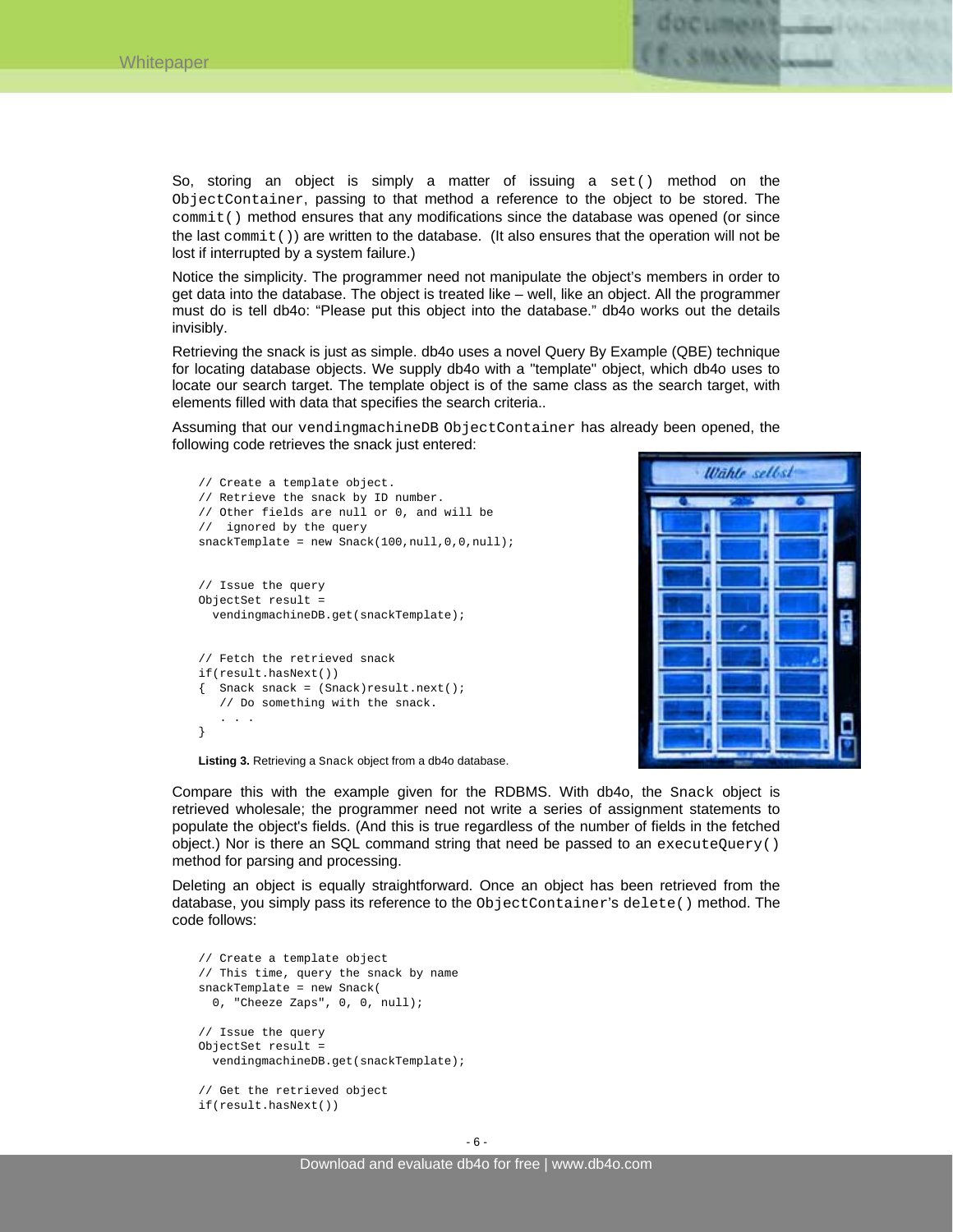So, storing an object is simply a matter of issuing a `set()` method on the `ObjectContainer`, passing to that method a reference to the object to be stored. The `commit()` method ensures that any modifications since the database was opened (or since the last `commit()`) are written to the database. (It also ensures that the operation will not be lost if interrupted by a system failure.)

Notice the simplicity. The programmer need not manipulate the object's members in order to get data into the database. The object is treated like – well, like an object. All the programmer must do is tell db4o: "Please put this object into the database." db4o works out the details invisibly.

Retrieving the snack is just as simple. db4o uses a novel Query By Example (QBE) technique for locating database objects. We supply db4o with a "template" object, which db4o uses to locate our search target. The template object is of the same class as the search target, with elements filled with data that specifies the search criteria..

Assuming that our `vendingmachineDB` `ObjectContainer` has already been opened, the following code retrieves the snack just entered:

```
// Create a template object.
// Retrieve the snack by ID number.
// Other fields are null or 0, and will be
//  ignored by the query
snackTemplate = new Snack(100,null,0,0,null);


// Issue the query
ObjectSet result =
  vendingmachineDB.get(snackTemplate);


// Fetch the retrieved snack
if(result.hasNext())
{  Snack snack = (Snack)result.next();
   // Do something with the snack.
   . . .
}
```

**Listing 3.** Retrieving a `Snack` object from a db4o database.

Compare this with the example given for the RDBMS. With db4o, the `Snack` object is retrieved wholesale; the programmer need not write a series of assignment statements to populate the object's fields. (And this is true regardless of the number of fields in the fetched object.) Nor is there an SQL command string that need be passed to an `executeQuery()` method for parsing and processing.

Deleting an object is equally straightforward. Once an object has been retrieved from the database, you simply pass its reference to the `ObjectContainer`'s `delete()` method. The code follows:

```
// Create a template object
// This time, query the snack by name
snackTemplate = new Snack(
  0, "Cheeze Zaps", 0, 0, null);

// Issue the query
ObjectSet result =
  vendingmachineDB.get(snackTemplate);

// Get the retrieved object
if(result.hasNext())
```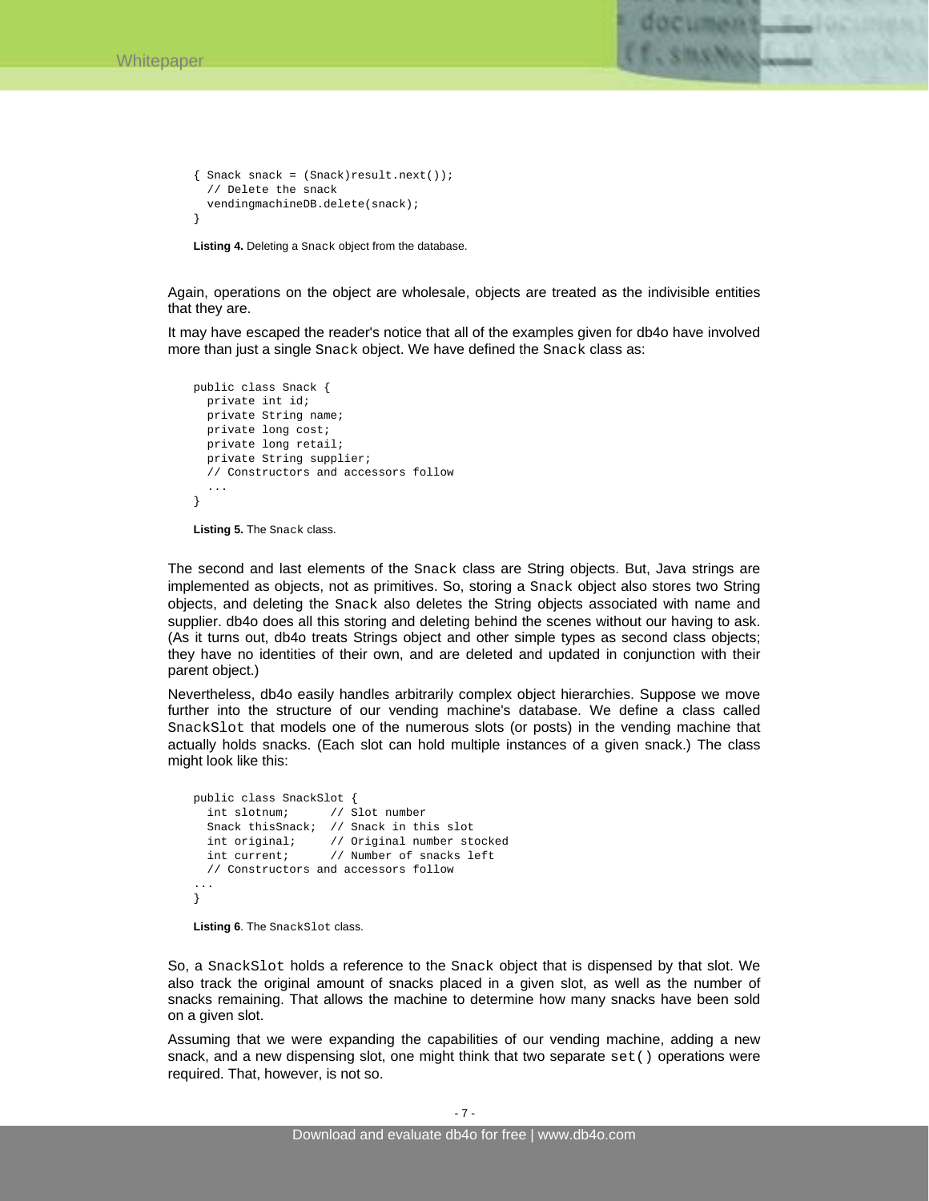```
{ Snack snack = (Snack)result.next());
  // Delete the snack
  vendingmachineDB.delete(snack);
}
```

**Listing 4.** Deleting a Snack object from the database.

Again, operations on the object are wholesale, objects are treated as the indivisible entities that they are.

It may have escaped the reader's notice that all of the examples given for db4o have involved more than just a single Snack object. We have defined the Snack class as:

```
public class Snack {
  private int id;
  private String name;
  private long cost;
  private long retail;
  private String supplier;
  // Constructors and accessors follow
  ...
}
```

**Listing 5.** The Snack class.

The second and last elements of the Snack class are String objects. But, Java strings are implemented as objects, not as primitives. So, storing a Snack object also stores two String objects, and deleting the Snack also deletes the String objects associated with name and supplier. db4o does all this storing and deleting behind the scenes without our having to ask. (As it turns out, db4o treats Strings object and other simple types as second class objects; they have no identities of their own, and are deleted and updated in conjunction with their parent object.)

Nevertheless, db4o easily handles arbitrarily complex object hierarchies. Suppose we move further into the structure of our vending machine's database. We define a class called SnackSlot that models one of the numerous slots (or posts) in the vending machine that actually holds snacks. (Each slot can hold multiple instances of a given snack.) The class might look like this:

```
public class SnackSlot {
  int slotnum;      // Slot number
  Snack thisSnack;  // Snack in this slot
  int original;     // Original number stocked
  int current;      // Number of snacks left
  // Constructors and accessors follow
...
}
```

**Listing 6**. The SnackSlot class.

So, a SnackSlot holds a reference to the Snack object that is dispensed by that slot. We also track the original amount of snacks placed in a given slot, as well as the number of snacks remaining. That allows the machine to determine how many snacks have been sold on a given slot.

Assuming that we were expanding the capabilities of our vending machine, adding a new snack, and a new dispensing slot, one might think that two separate `set()` operations were required. That, however, is not so.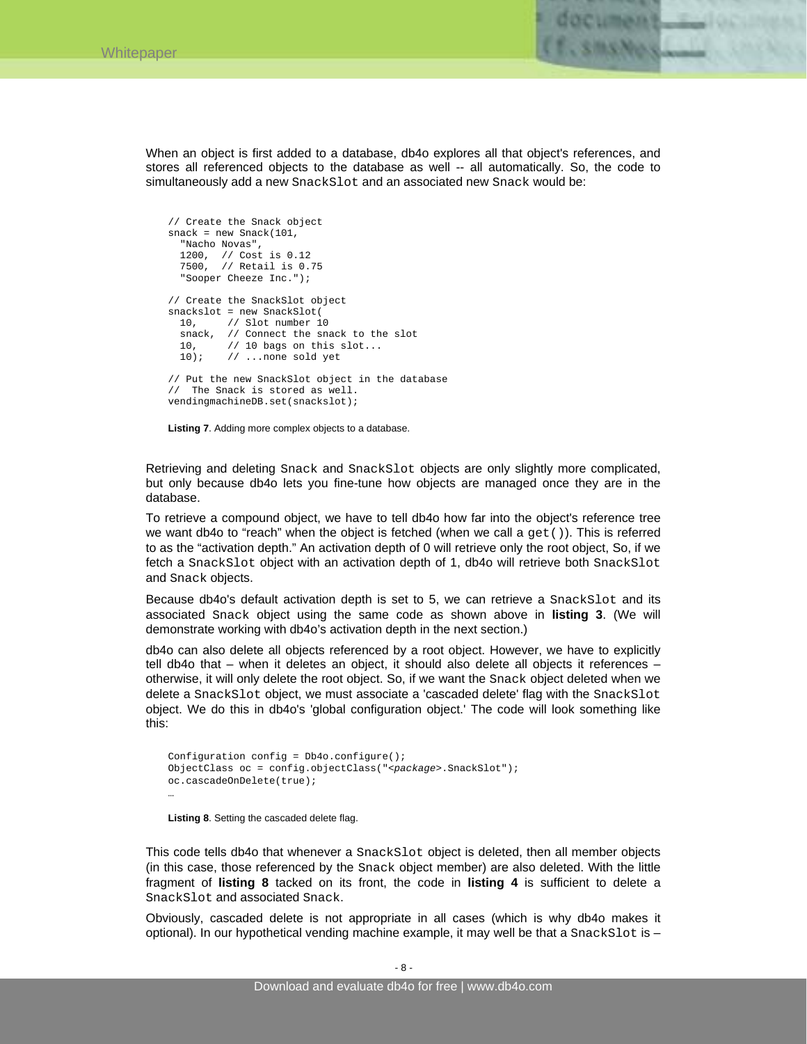When an object is first added to a database, db4o explores all that object's references, and stores all referenced objects to the database as well -- all automatically. So, the code to simultaneously add a new `SnackSlot` and an associated new `Snack` would be:

```
// Create the Snack object
snack = new Snack(101,
  "Nacho Novas",
  1200,  // Cost is 0.12
  7500,  // Retail is 0.75
  "Sooper Cheeze Inc.");

// Create the SnackSlot object
snackslot = new SnackSlot(
  10,     // Slot number 10
  snack,  // Connect the snack to the slot
  10,     // 10 bags on this slot...
  10);    // ...none sold yet

// Put the new SnackSlot object in the database
//  The Snack is stored as well.
vendingmachineDB.set(snackslot);
```

**Listing 7**. Adding more complex objects to a database.

Retrieving and deleting `Snack` and `SnackSlot` objects are only slightly more complicated, but only because db4o lets you fine-tune how objects are managed once they are in the database.

To retrieve a compound object, we have to tell db4o how far into the object's reference tree we want db4o to "reach" when the object is fetched (when we call a `get()`). This is referred to as the "activation depth." An activation depth of 0 will retrieve only the root object, So, if we fetch a `SnackSlot` object with an activation depth of 1, db4o will retrieve both `SnackSlot` and `Snack` objects.

Because db4o's default activation depth is set to 5, we can retrieve a `SnackSlot` and its associated `Snack` object using the same code as shown above in **listing 3**. (We will demonstrate working with db4o's activation depth in the next section.)

db4o can also delete all objects referenced by a root object. However, we have to explicitly tell db4o that – when it deletes an object, it should also delete all objects it references – otherwise, it will only delete the root object. So, if we want the `Snack` object deleted when we delete a `SnackSlot` object, we must associate a 'cascaded delete' flag with the `SnackSlot` object. We do this in db4o's 'global configuration object.' The code will look something like this:

```
Configuration config = Db4o.configure();
ObjectClass oc = config.objectClass("<package>.SnackSlot");
oc.cascadeOnDelete(true);
…
```

**Listing 8**. Setting the cascaded delete flag.

This code tells db4o that whenever a `SnackSlot` object is deleted, then all member objects (in this case, those referenced by the `Snack` object member) are also deleted. With the little fragment of **listing 8** tacked on its front, the code in **listing 4** is sufficient to delete a `SnackSlot` and associated `Snack`.

Obviously, cascaded delete is not appropriate in all cases (which is why db4o makes it optional). In our hypothetical vending machine example, it may well be that a `SnackSlot` is –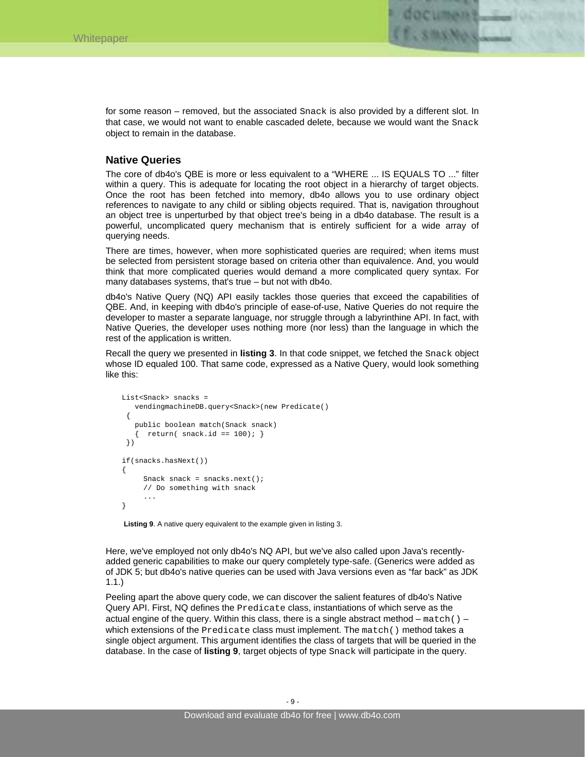for some reason – removed, but the associated Snack is also provided by a different slot. In that case, we would not want to enable cascaded delete, because we would want the Snack object to remain in the database.

### Native Queries

The core of db4o's QBE is more or less equivalent to a "WHERE ... IS EQUALS TO ..." filter within a query. This is adequate for locating the root object in a hierarchy of target objects. Once the root has been fetched into memory, db4o allows you to use ordinary object references to navigate to any child or sibling objects required. That is, navigation throughout an object tree is unperturbed by that object tree's being in a db4o database. The result is a powerful, uncomplicated query mechanism that is entirely sufficient for a wide array of querying needs.

There are times, however, when more sophisticated queries are required; when items must be selected from persistent storage based on criteria other than equivalence. And, you would think that more complicated queries would demand a more complicated query syntax. For many databases systems, that's true – but not with db4o.

db4o's Native Query (NQ) API easily tackles those queries that exceed the capabilities of QBE. And, in keeping with db4o's principle of ease-of-use, Native Queries do not require the developer to master a separate language, nor struggle through a labyrinthine API. In fact, with Native Queries, the developer uses nothing more (nor less) than the language in which the rest of the application is written.

Recall the query we presented in **listing 3**. In that code snippet, we fetched the Snack object whose ID equaled 100. That same code, expressed as a Native Query, would look something like this:

```
List<Snack> snacks =
   vendingmachineDB.query<Snack>(new Predicate()
 {
   public boolean match(Snack snack)
   {  return( snack.id == 100); }
 })

if(snacks.hasNext())
{
     Snack snack = snacks.next();
     // Do something with snack
     ...
}
```

**Listing 9**. A native query equivalent to the example given in listing 3.

Here, we've employed not only db4o's NQ API, but we've also called upon Java's recently-added generic capabilities to make our query completely type-safe. (Generics were added as of JDK 5; but db4o's native queries can be used with Java versions even as "far back" as JDK 1.1.)

Peeling apart the above query code, we can discover the salient features of db4o's Native Query API. First, NQ defines the Predicate class, instantiations of which serve as the actual engine of the query. Within this class, there is a single abstract method – match() – which extensions of the Predicate class must implement. The match() method takes a single object argument. This argument identifies the class of targets that will be queried in the database. In the case of **listing 9**, target objects of type Snack will participate in the query.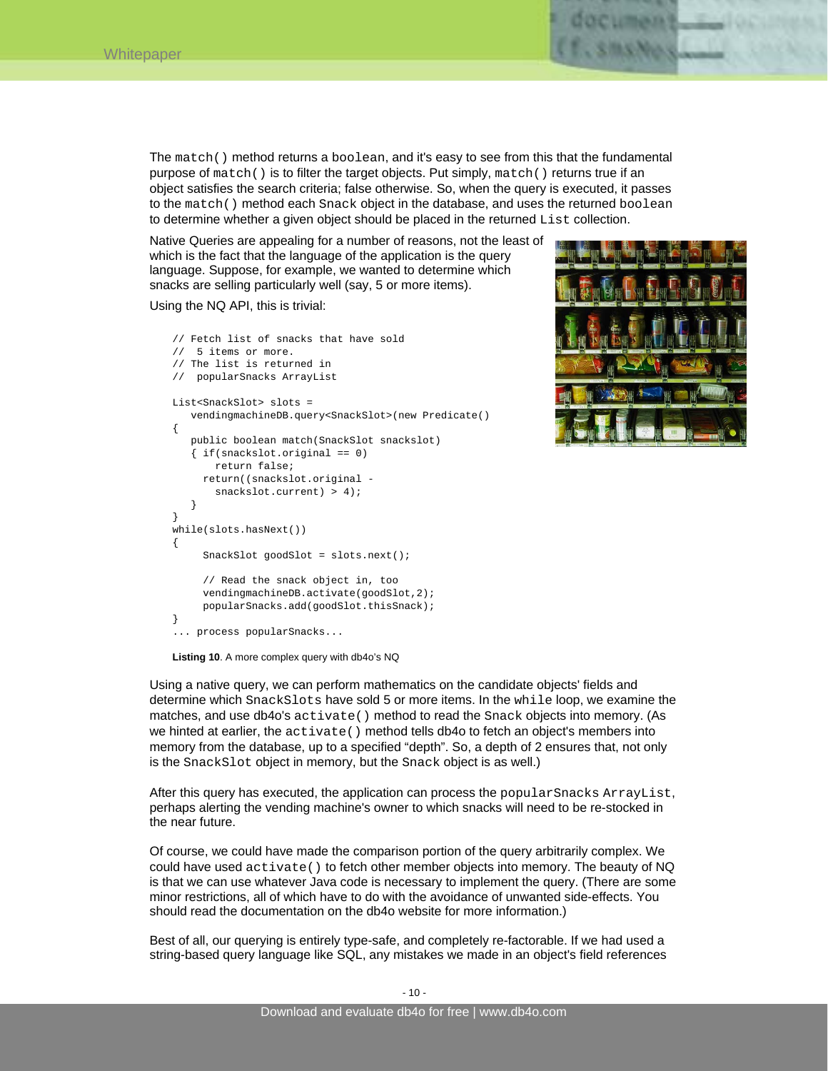The `match()` method returns a `boolean`, and it's easy to see from this that the fundamental purpose of `match()` is to filter the target objects. Put simply, `match()` returns true if an object satisfies the search criteria; false otherwise. So, when the query is executed, it passes to the `match()` method each `Snack` object in the database, and uses the returned `boolean` to determine whether a given object should be placed in the returned `List` collection.

Native Queries are appealing for a number of reasons, not the least of which is the fact that the language of the application is the query language. Suppose, for example, we wanted to determine which snacks are selling particularly well (say, 5 or more items).

Using the NQ API, this is trivial:

```
// Fetch list of snacks that have sold
//  5 items or more.
// The list is returned in
//  popularSnacks ArrayList

List<SnackSlot> slots =
   vendingmachineDB.query<SnackSlot>(new Predicate()
{
   public boolean match(SnackSlot snackslot)
   { if(snackslot.original == 0)
       return false;
     return((snackslot.original -
       snackslot.current) > 4);
   }
}
while(slots.hasNext())
{
     SnackSlot goodSlot = slots.next();

     // Read the snack object in, too
     vendingmachineDB.activate(goodSlot,2);
     popularSnacks.add(goodSlot.thisSnack);
}
... process popularSnacks...
```

**Listing 10**. A more complex query with db4o's NQ

Using a native query, we can perform mathematics on the candidate objects' fields and determine which `SnackSlots` have sold 5 or more items. In the `while` loop, we examine the matches, and use db4o's `activate()` method to read the `Snack` objects into memory. (As we hinted at earlier, the `activate()` method tells db4o to fetch an object's members into memory from the database, up to a specified "depth". So, a depth of 2 ensures that, not only is the `SnackSlot` object in memory, but the `Snack` object is as well.)

After this query has executed, the application can process the `popularSnacks ArrayList`, perhaps alerting the vending machine's owner to which snacks will need to be re-stocked in the near future.

Of course, we could have made the comparison portion of the query arbitrarily complex. We could have used `activate()` to fetch other member objects into memory. The beauty of NQ is that we can use whatever Java code is necessary to implement the query. (There are some minor restrictions, all of which have to do with the avoidance of unwanted side-effects. You should read the documentation on the db4o website for more information.)

Best of all, our querying is entirely type-safe, and completely re-factorable. If we had used a string-based query language like SQL, any mistakes we made in an object's field references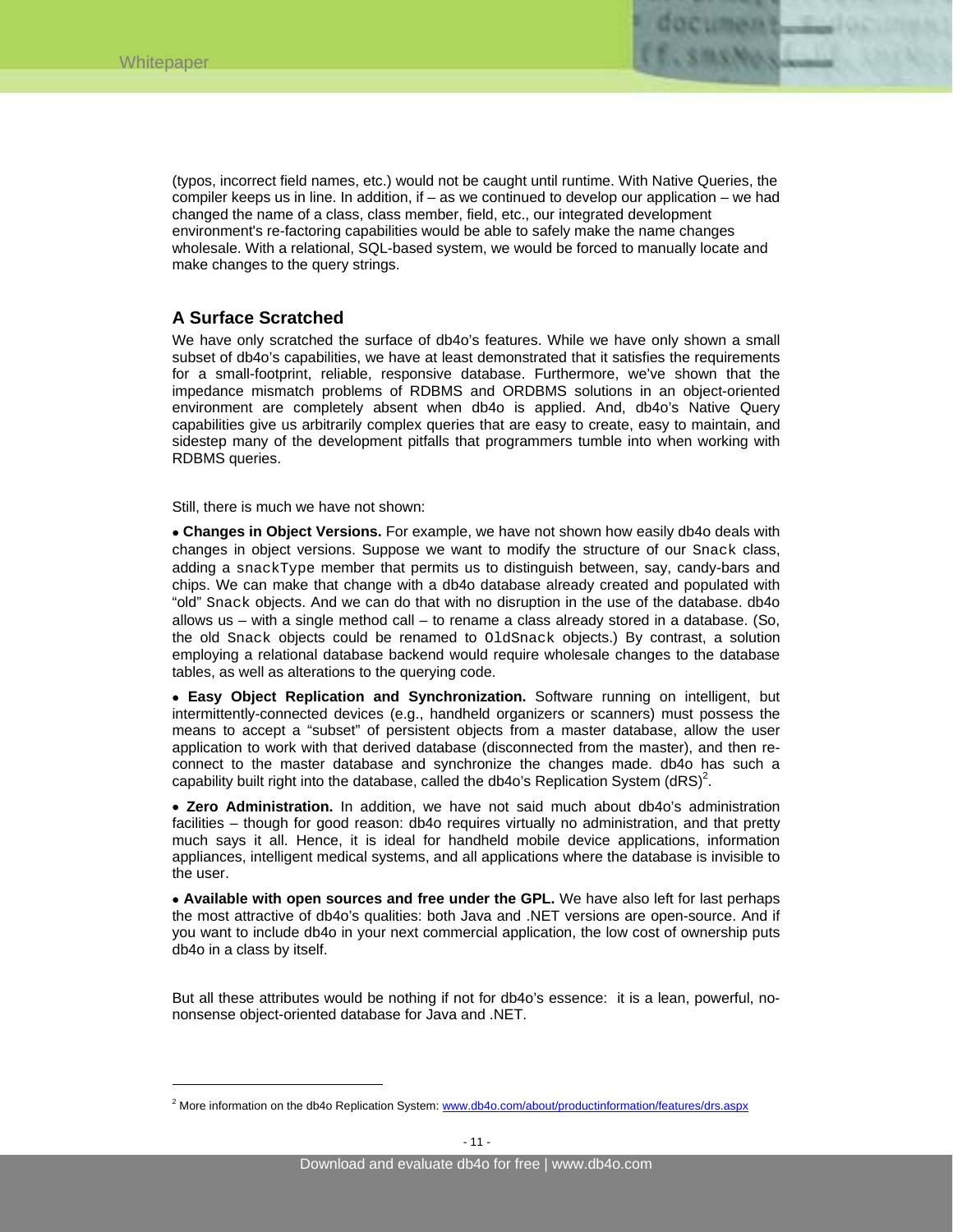(typos, incorrect field names, etc.) would not be caught until runtime. With Native Queries, the compiler keeps us in line. In addition, if – as we continued to develop our application – we had changed the name of a class, class member, field, etc., our integrated development environment's re-factoring capabilities would be able to safely make the name changes wholesale. With a relational, SQL-based system, we would be forced to manually locate and make changes to the query strings.

## A Surface Scratched

We have only scratched the surface of db4o's features. While we have only shown a small subset of db4o's capabilities, we have at least demonstrated that it satisfies the requirements for a small-footprint, reliable, responsive database. Furthermore, we've shown that the impedance mismatch problems of RDBMS and ORDBMS solutions in an object-oriented environment are completely absent when db4o is applied. And, db4o's Native Query capabilities give us arbitrarily complex queries that are easy to create, easy to maintain, and sidestep many of the development pitfalls that programmers tumble into when working with RDBMS queries.

Still, there is much we have not shown:

- **Changes in Object Versions.** For example, we have not shown how easily db4o deals with changes in object versions. Suppose we want to modify the structure of our `Snack` class, adding a `snackType` member that permits us to distinguish between, say, candy-bars and chips. We can make that change with a db4o database already created and populated with "old" `Snack` objects. And we can do that with no disruption in the use of the database. db4o allows us – with a single method call – to rename a class already stored in a database. (So, the old `Snack` objects could be renamed to `OldSnack` objects.) By contrast, a solution employing a relational database backend would require wholesale changes to the database tables, as well as alterations to the querying code.
- **Easy Object Replication and Synchronization.** Software running on intelligent, but intermittently-connected devices (e.g., handheld organizers or scanners) must possess the means to accept a "subset" of persistent objects from a master database, allow the user application to work with that derived database (disconnected from the master), and then re-connect to the master database and synchronize the changes made. db4o has such a capability built right into the database, called the db4o's Replication System (dRS)[2].
- **Zero Administration.** In addition, we have not said much about db4o's administration facilities – though for good reason: db4o requires virtually no administration, and that pretty much says it all. Hence, it is ideal for handheld mobile device applications, information appliances, intelligent medical systems, and all applications where the database is invisible to the user.
- **Available with open sources and free under the GPL.** We have also left for last perhaps the most attractive of db4o's qualities: both Java and .NET versions are open-source. And if you want to include db4o in your next commercial application, the low cost of ownership puts db4o in a class by itself.

But all these attributes would be nothing if not for db4o's essence: it is a lean, powerful, no-nonsense object-oriented database for Java and .NET.

---

[2] More information on the db4o Replication System: www.db4o.com/about/productinformation/features/drs.aspx